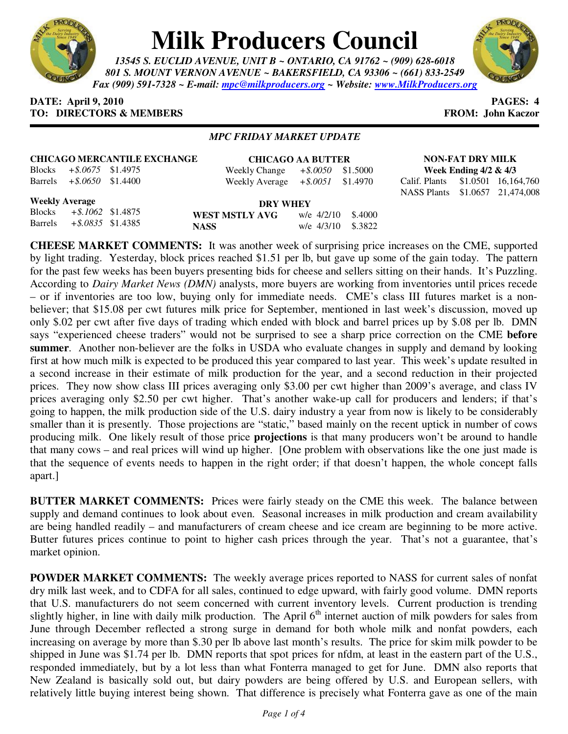# Milk Producers Council

*13545 S. EUCLID AVENUE, UNIT B ~ ONTARIO, CA 91762 ~ (909) 628-6018*
*801 S. MOUNT VERNON AVENUE ~ BAKERSFIELD, CA 93306 ~ (661) 833-2549*
*Fax (909) 591-7328 ~ E-mail: mpc@milkproducers.org ~ Website: www.MilkProducers.org*

**DATE: April 9, 2010** **PAGES: 4**
**TO: DIRECTORS & MEMBERS** **FROM: John Kaczor**

*MPC FRIDAY MARKET UPDATE*

**CHICAGO MERCANTILE EXCHANGE**

| | Change | Price |
|---|---|---|
| Blocks | *+$.0675* | $1.4975 |
| Barrels | *+$.0650* | $1.4400 |

**Weekly Average**

| | Change | Price |
|---|---|---|
| Blocks | *+$.1062* | $1.4875 |
| Barrels | *+$.0835* | $1.4385 |

**CHICAGO AA BUTTER**

| | Change | Price |
|---|---|---|
| Weekly Change | *+$.0050* | $1.5000 |
| Weekly Average | *+$.0051* | $1.4970 |

**DRY WHEY**

| | | |
|---|---|---|
| **WEST MSTLY AVG** | w/e 4/2/10 | $.4000 |
| **NASS** | w/e 4/3/10 | $.3822 |

**NON-FAT DRY MILK**
**Week Ending 4/2 & 4/3**

| | | |
|---|---|---|
| Calif. Plants | $1.0501 | 16,164,760 |
| NASS Plants | $1.0657 | 21,474,008 |

**CHEESE MARKET COMMENTS:** It was another week of surprising price increases on the CME, supported by light trading. Yesterday, block prices reached $1.51 per lb, but gave up some of the gain today. The pattern for the past few weeks has been buyers presenting bids for cheese and sellers sitting on their hands. It's Puzzling. According to *Dairy Market News (DMN)* analysts, more buyers are working from inventories until prices recede – or if inventories are too low, buying only for immediate needs. CME's class III futures market is a non-believer; that $15.08 per cwt futures milk price for September, mentioned in last week's discussion, moved up only $.02 per cwt after five days of trading which ended with block and barrel prices up by $.08 per lb. DMN says "experienced cheese traders" would not be surprised to see a sharp price correction on the CME **before summer**. Another non-believer are the folks in USDA who evaluate changes in supply and demand by looking first at how much milk is expected to be produced this year compared to last year. This week's update resulted in a second increase in their estimate of milk production for the year, and a second reduction in their projected prices. They now show class III prices averaging only $3.00 per cwt higher than 2009's average, and class IV prices averaging only $2.50 per cwt higher. That's another wake-up call for producers and lenders; if that's going to happen, the milk production side of the U.S. dairy industry a year from now is likely to be considerably smaller than it is presently. Those projections are "static," based mainly on the recent uptick in number of cows producing milk. One likely result of those price **projections** is that many producers won't be around to handle that many cows – and real prices will wind up higher. [One problem with observations like the one just made is that the sequence of events needs to happen in the right order; if that doesn't happen, the whole concept falls apart.]

**BUTTER MARKET COMMENTS:** Prices were fairly steady on the CME this week. The balance between supply and demand continues to look about even. Seasonal increases in milk production and cream availability are being handled readily – and manufacturers of cream cheese and ice cream are beginning to be more active. Butter futures prices continue to point to higher cash prices through the year. That's not a guarantee, that's market opinion.

**POWDER MARKET COMMENTS:** The weekly average prices reported to NASS for current sales of nonfat dry milk last week, and to CDFA for all sales, continued to edge upward, with fairly good volume. DMN reports that U.S. manufacturers do not seem concerned with current inventory levels. Current production is trending slightly higher, in line with daily milk production. The April 6th internet auction of milk powders for sales from June through December reflected a strong surge in demand for both whole milk and nonfat powders, each increasing on average by more than $.30 per lb above last month's results. The price for skim milk powder to be shipped in June was $1.74 per lb. DMN reports that spot prices for nfdm, at least in the eastern part of the U.S., responded immediately, but by a lot less than what Fonterra managed to get for June. DMN also reports that New Zealand is basically sold out, but dairy powders are being offered by U.S. and European sellers, with relatively little buying interest being shown. That difference is precisely what Fonterra gave as one of the main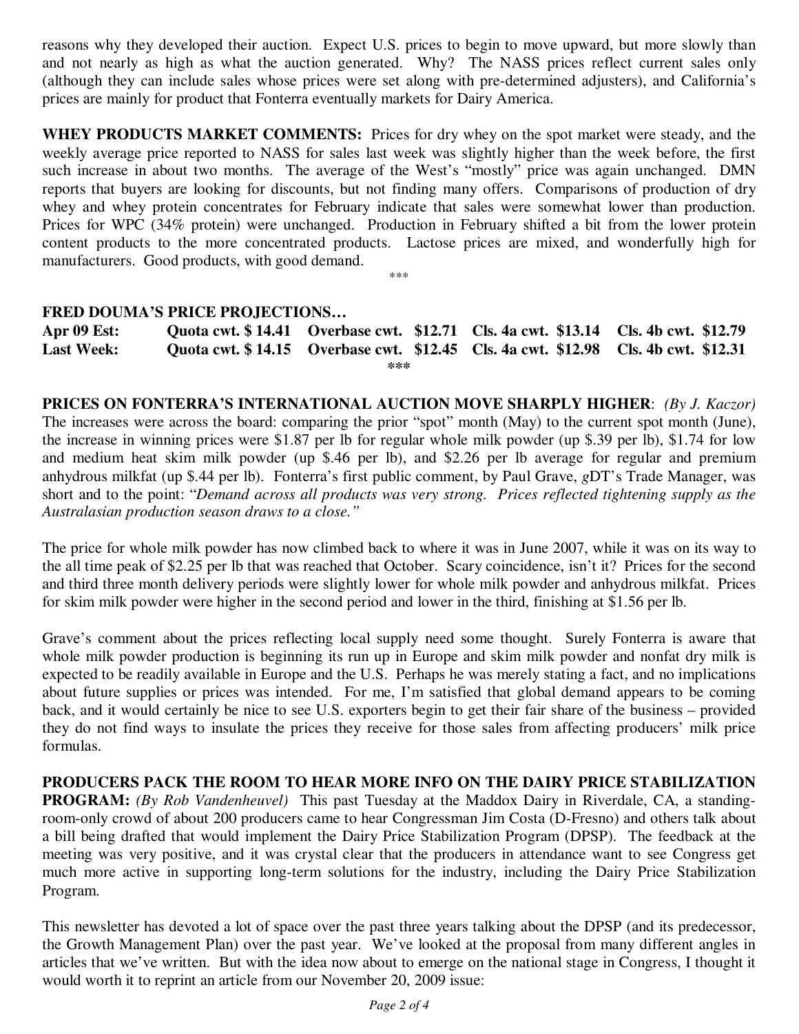reasons why they developed their auction. Expect U.S. prices to begin to move upward, but more slowly than and not nearly as high as what the auction generated. Why? The NASS prices reflect current sales only (although they can include sales whose prices were set along with pre-determined adjusters), and California's prices are mainly for product that Fonterra eventually markets for Dairy America.

**WHEY PRODUCTS MARKET COMMENTS:** Prices for dry whey on the spot market were steady, and the weekly average price reported to NASS for sales last week was slightly higher than the week before, the first such increase in about two months. The average of the West's "mostly" price was again unchanged. DMN reports that buyers are looking for discounts, but not finding many offers. Comparisons of production of dry whey and whey protein concentrates for February indicate that sales were somewhat lower than production. Prices for WPC (34% protein) were unchanged. Production in February shifted a bit from the lower protein content products to the more concentrated products. Lactose prices are mixed, and wonderfully high for manufacturers. Good products, with good demand.

\*\*\*

**FRED DOUMA'S PRICE PROJECTIONS…**

| | | | | |
|---|---|---|---|---|
| **Apr 09 Est:** | **Quota cwt. $ 14.41** | **Overbase cwt. $12.71** | **Cls. 4a cwt. $13.14** | **Cls. 4b cwt. $12.79** |
| **Last Week:** | **Quota cwt. $ 14.15** | **Overbase cwt. $12.45** | **Cls. 4a cwt. $12.98** | **Cls. 4b cwt. $12.31** |

**\*\*\***

**PRICES ON FONTERRA'S INTERNATIONAL AUCTION MOVE SHARPLY HIGHER**: *(By J. Kaczor)* The increases were across the board: comparing the prior "spot" month (May) to the current spot month (June), the increase in winning prices were $1.87 per lb for regular whole milk powder (up $.39 per lb), $1.74 for low and medium heat skim milk powder (up $.46 per lb), and $2.26 per lb average for regular and premium anhydrous milkfat (up $.44 per lb). Fonterra's first public comment, by Paul Grave, *g*DT's Trade Manager, was short and to the point: "*Demand across all products was very strong. Prices reflected tightening supply as the Australasian production season draws to a close.*"

The price for whole milk powder has now climbed back to where it was in June 2007, while it was on its way to the all time peak of $2.25 per lb that was reached that October. Scary coincidence, isn't it? Prices for the second and third three month delivery periods were slightly lower for whole milk powder and anhydrous milkfat. Prices for skim milk powder were higher in the second period and lower in the third, finishing at $1.56 per lb.

Grave's comment about the prices reflecting local supply need some thought. Surely Fonterra is aware that whole milk powder production is beginning its run up in Europe and skim milk powder and nonfat dry milk is expected to be readily available in Europe and the U.S. Perhaps he was merely stating a fact, and no implications about future supplies or prices was intended. For me, I'm satisfied that global demand appears to be coming back, and it would certainly be nice to see U.S. exporters begin to get their fair share of the business – provided they do not find ways to insulate the prices they receive for those sales from affecting producers' milk price formulas.

**PRODUCERS PACK THE ROOM TO HEAR MORE INFO ON THE DAIRY PRICE STABILIZATION PROGRAM:** *(By Rob Vandenheuvel)* This past Tuesday at the Maddox Dairy in Riverdale, CA, a standing-room-only crowd of about 200 producers came to hear Congressman Jim Costa (D-Fresno) and others talk about a bill being drafted that would implement the Dairy Price Stabilization Program (DPSP). The feedback at the meeting was very positive, and it was crystal clear that the producers in attendance want to see Congress get much more active in supporting long-term solutions for the industry, including the Dairy Price Stabilization Program.

This newsletter has devoted a lot of space over the past three years talking about the DPSP (and its predecessor, the Growth Management Plan) over the past year. We've looked at the proposal from many different angles in articles that we've written. But with the idea now about to emerge on the national stage in Congress, I thought it would worth it to reprint an article from our November 20, 2009 issue: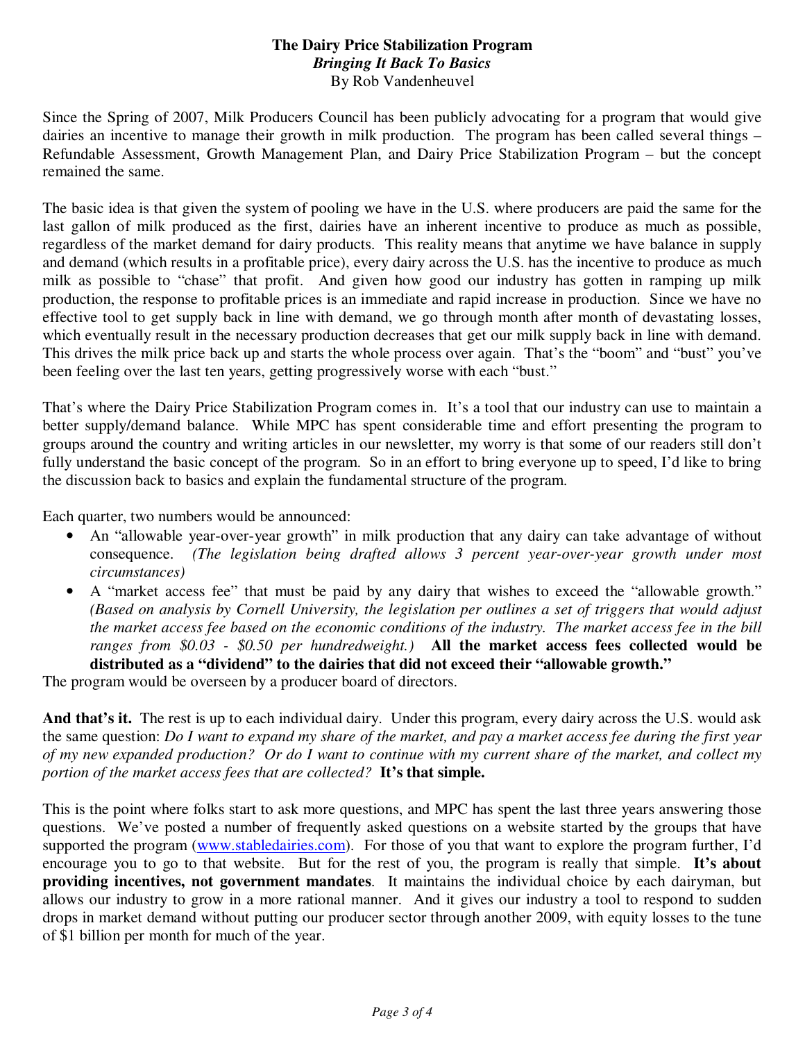# The Dairy Price Stabilization Program

## *Bringing It Back To Basics*

By Rob Vandenheuvel

Since the Spring of 2007, Milk Producers Council has been publicly advocating for a program that would give dairies an incentive to manage their growth in milk production. The program has been called several things – Refundable Assessment, Growth Management Plan, and Dairy Price Stabilization Program – but the concept remained the same.

The basic idea is that given the system of pooling we have in the U.S. where producers are paid the same for the last gallon of milk produced as the first, dairies have an inherent incentive to produce as much as possible, regardless of the market demand for dairy products. This reality means that anytime we have balance in supply and demand (which results in a profitable price), every dairy across the U.S. has the incentive to produce as much milk as possible to "chase" that profit. And given how good our industry has gotten in ramping up milk production, the response to profitable prices is an immediate and rapid increase in production. Since we have no effective tool to get supply back in line with demand, we go through month after month of devastating losses, which eventually result in the necessary production decreases that get our milk supply back in line with demand. This drives the milk price back up and starts the whole process over again. That's the "boom" and "bust" you've been feeling over the last ten years, getting progressively worse with each "bust."

That's where the Dairy Price Stabilization Program comes in. It's a tool that our industry can use to maintain a better supply/demand balance. While MPC has spent considerable time and effort presenting the program to groups around the country and writing articles in our newsletter, my worry is that some of our readers still don't fully understand the basic concept of the program. So in an effort to bring everyone up to speed, I'd like to bring the discussion back to basics and explain the fundamental structure of the program.

Each quarter, two numbers would be announced:

- An "allowable year-over-year growth" in milk production that any dairy can take advantage of without consequence. *(The legislation being drafted allows 3 percent year-over-year growth under most circumstances)*
- A "market access fee" that must be paid by any dairy that wishes to exceed the "allowable growth." *(Based on analysis by Cornell University, the legislation per outlines a set of triggers that would adjust the market access fee based on the economic conditions of the industry. The market access fee in the bill ranges from $0.03 - $0.50 per hundredweight.)* **All the market access fees collected would be distributed as a "dividend" to the dairies that did not exceed their "allowable growth."**

The program would be overseen by a producer board of directors.

**And that's it.** The rest is up to each individual dairy. Under this program, every dairy across the U.S. would ask the same question: *Do I want to expand my share of the market, and pay a market access fee during the first year of my new expanded production? Or do I want to continue with my current share of the market, and collect my portion of the market access fees that are collected?* **It's that simple.**

This is the point where folks start to ask more questions, and MPC has spent the last three years answering those questions. We've posted a number of frequently asked questions on a website started by the groups that have supported the program (www.stabledairies.com). For those of you that want to explore the program further, I'd encourage you to go to that website. But for the rest of you, the program is really that simple. **It's about providing incentives, not government mandates**. It maintains the individual choice by each dairyman, but allows our industry to grow in a more rational manner. And it gives our industry a tool to respond to sudden drops in market demand without putting our producer sector through another 2009, with equity losses to the tune of $1 billion per month for much of the year.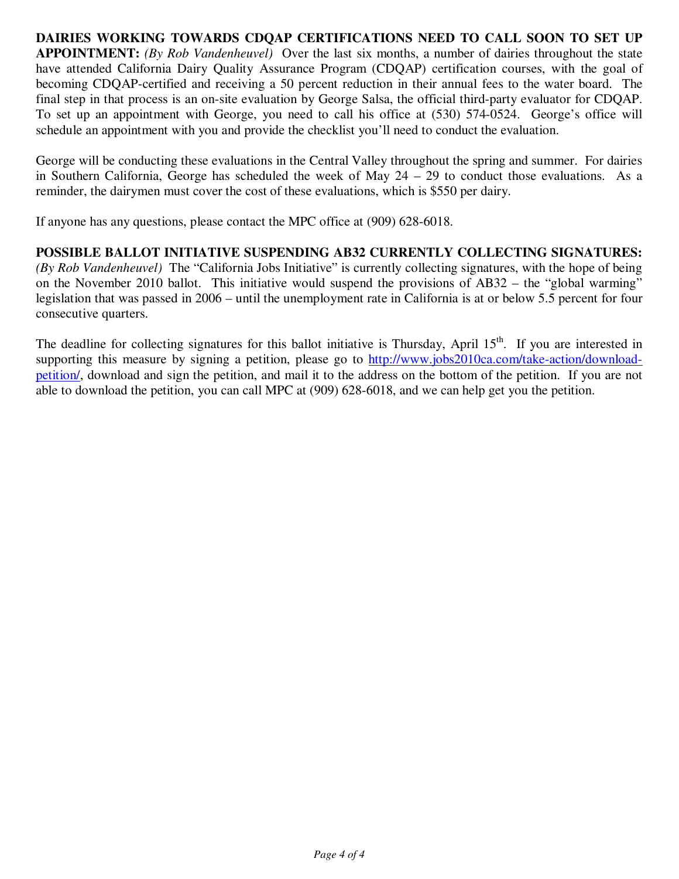**DAIRIES WORKING TOWARDS CDQAP CERTIFICATIONS NEED TO CALL SOON TO SET UP APPOINTMENT:** *(By Rob Vandenheuvel)* Over the last six months, a number of dairies throughout the state have attended California Dairy Quality Assurance Program (CDQAP) certification courses, with the goal of becoming CDQAP-certified and receiving a 50 percent reduction in their annual fees to the water board. The final step in that process is an on-site evaluation by George Salsa, the official third-party evaluator for CDQAP. To set up an appointment with George, you need to call his office at (530) 574-0524. George's office will schedule an appointment with you and provide the checklist you'll need to conduct the evaluation.

George will be conducting these evaluations in the Central Valley throughout the spring and summer. For dairies in Southern California, George has scheduled the week of May 24 – 29 to conduct those evaluations. As a reminder, the dairymen must cover the cost of these evaluations, which is $550 per dairy.

If anyone has any questions, please contact the MPC office at (909) 628-6018.

**POSSIBLE BALLOT INITIATIVE SUSPENDING AB32 CURRENTLY COLLECTING SIGNATURES:** *(By Rob Vandenheuvel)* The "California Jobs Initiative" is currently collecting signatures, with the hope of being on the November 2010 ballot. This initiative would suspend the provisions of AB32 – the "global warming" legislation that was passed in 2006 – until the unemployment rate in California is at or below 5.5 percent for four consecutive quarters.

The deadline for collecting signatures for this ballot initiative is Thursday, April 15th. If you are interested in supporting this measure by signing a petition, please go to http://www.jobs2010ca.com/take-action/download-petition/, download and sign the petition, and mail it to the address on the bottom of the petition. If you are not able to download the petition, you can call MPC at (909) 628-6018, and we can help get you the petition.